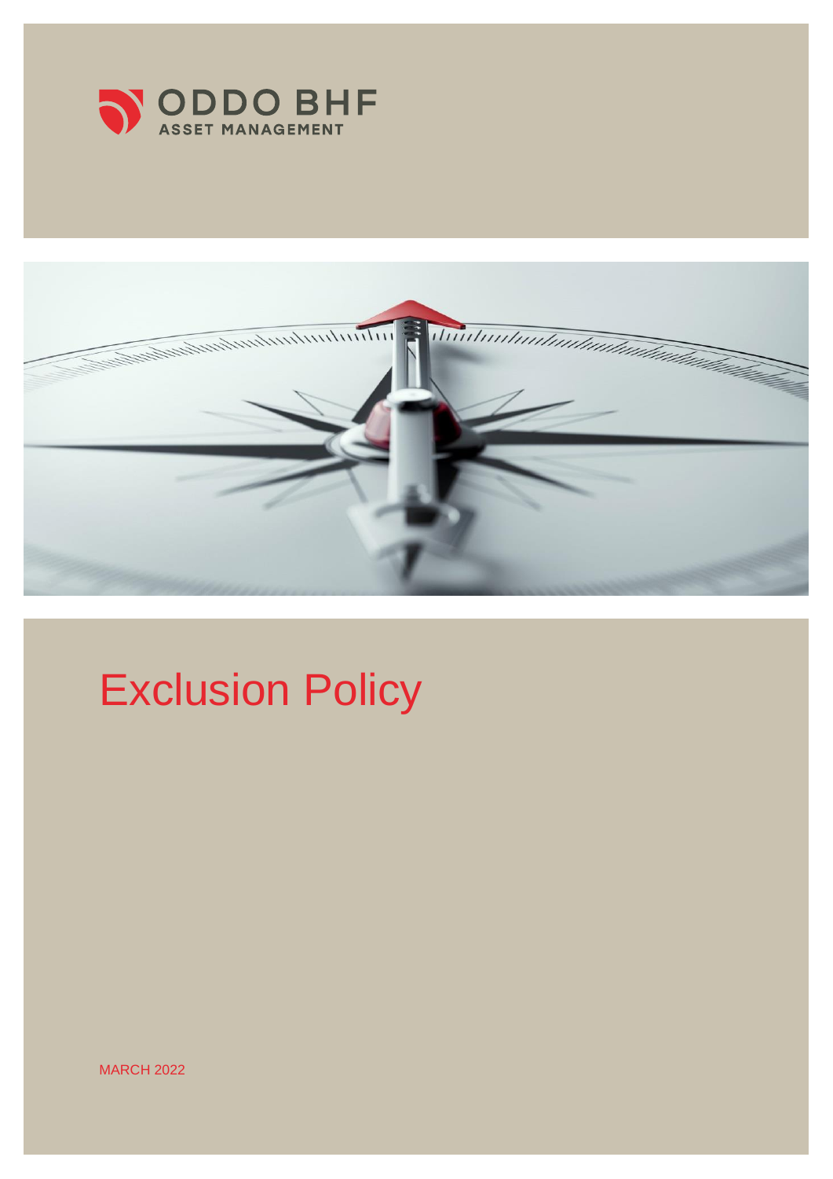ODDO BHF

ASSET MANAGEMENT

# Exclusion Policy

MARCH 2022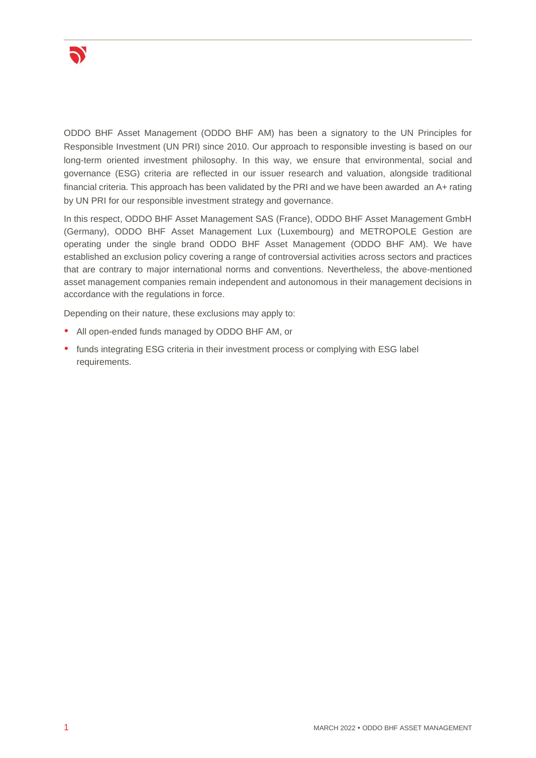ODDO BHF Asset Management (ODDO BHF AM) has been a signatory to the UN Principles for Responsible Investment (UN PRI) since 2010. Our approach to responsible investing is based on our long-term oriented investment philosophy. In this way, we ensure that environmental, social and governance (ESG) criteria are reflected in our issuer research and valuation, alongside traditional financial criteria. This approach has been validated by the PRI and we have been awarded an A+ rating by UN PRI for our responsible investment strategy and governance.

In this respect, ODDO BHF Asset Management SAS (France), ODDO BHF Asset Management GmbH (Germany), ODDO BHF Asset Management Lux (Luxembourg) and METROPOLE Gestion are operating under the single brand ODDO BHF Asset Management (ODDO BHF AM). We have established an exclusion policy covering a range of controversial activities across sectors and practices that are contrary to major international norms and conventions. Nevertheless, the above-mentioned asset management companies remain independent and autonomous in their management decisions in accordance with the regulations in force.

Depending on their nature, these exclusions may apply to:

- All open-ended funds managed by ODDO BHF AM, or
- funds integrating ESG criteria in their investment process or complying with ESG label requirements.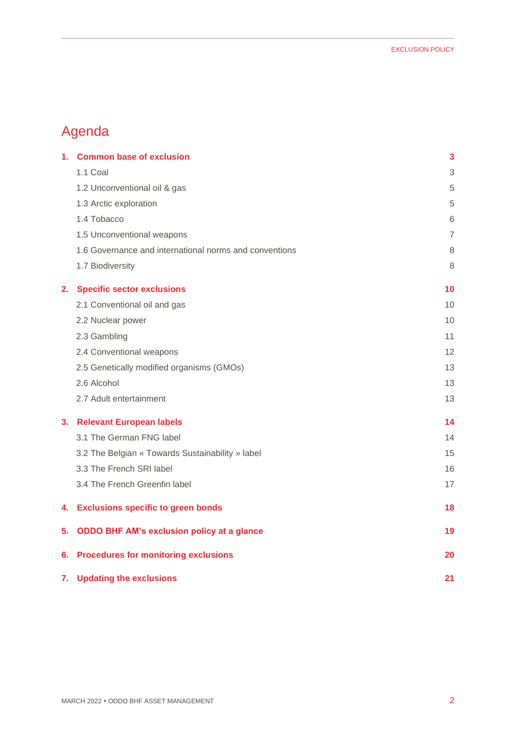# Agenda

| | | |
|---|---|---|
| **1.** | **Common base of exclusion** | **3** |
| | 1.1 Coal | 3 |
| | 1.2 Unconventional oil & gas | 5 |
| | 1.3 Arctic exploration | 5 |
| | 1.4 Tobacco | 6 |
| | 1.5 Unconventional weapons | 7 |
| | 1.6 Governance and international norms and conventions | 8 |
| | 1.7 Biodiversity | 8 |
| **2.** | **Specific sector exclusions** | **10** |
| | 2.1 Conventional oil and gas | 10 |
| | 2.2 Nuclear power | 10 |
| | 2.3 Gambling | 11 |
| | 2.4 Conventional weapons | 12 |
| | 2.5 Genetically modified organisms (GMOs) | 13 |
| | 2.6 Alcohol | 13 |
| | 2.7 Adult entertainment | 13 |
| **3.** | **Relevant European labels** | **14** |
| | 3.1 The German FNG label | 14 |
| | 3.2 The Belgian « Towards Sustainability » label | 15 |
| | 3.3 The French SRI label | 16 |
| | 3.4 The French Greenfin label | 17 |
| **4.** | **Exclusions specific to green bonds** | **18** |
| **5.** | **ODDO BHF AM's exclusion policy at a glance** | **19** |
| **6.** | **Procedures for monitoring exclusions** | **20** |
| **7.** | **Updating the exclusions** | **21** |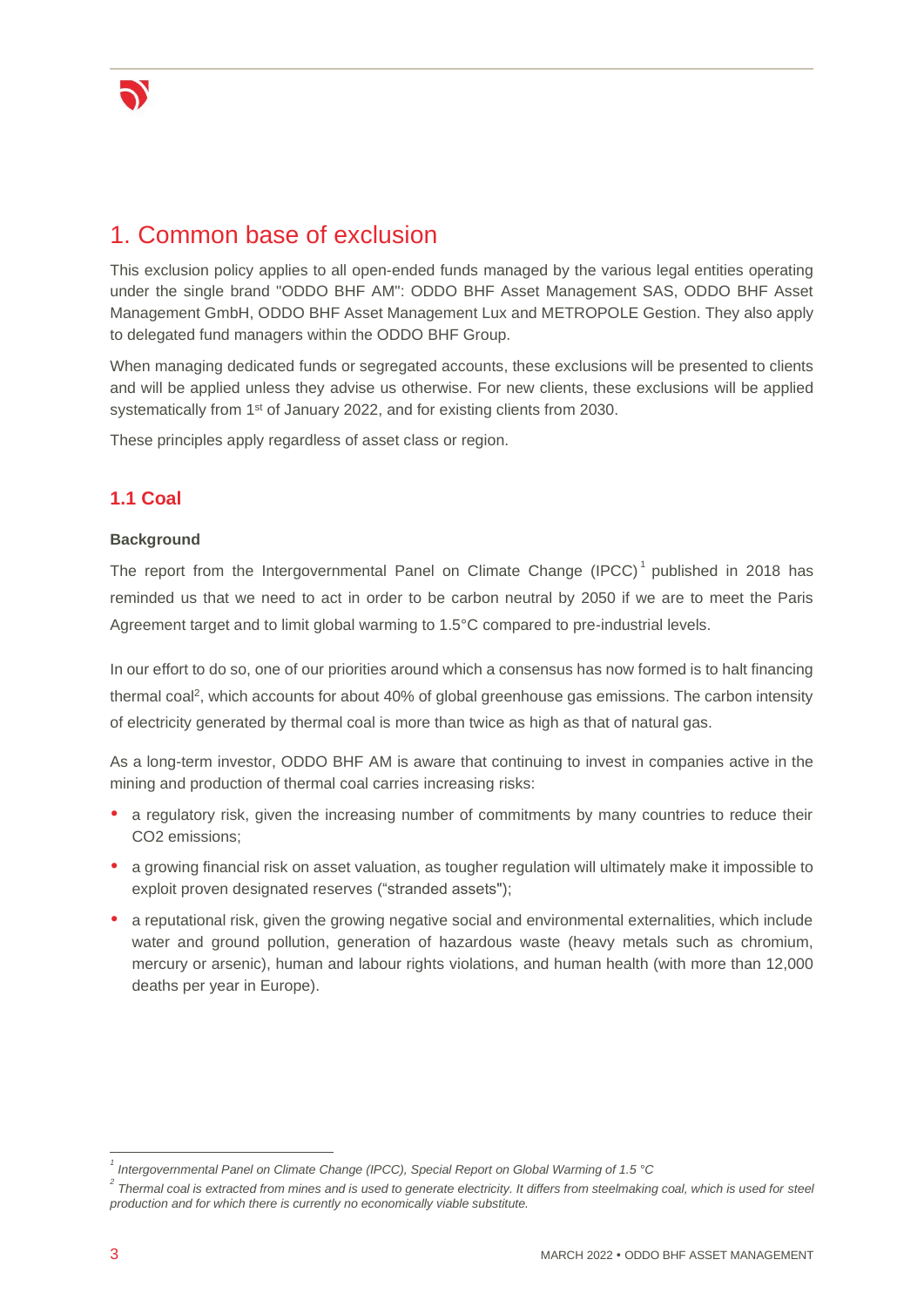# 1. Common base of exclusion

This exclusion policy applies to all open-ended funds managed by the various legal entities operating under the single brand "ODDO BHF AM": ODDO BHF Asset Management SAS, ODDO BHF Asset Management GmbH, ODDO BHF Asset Management Lux and METROPOLE Gestion. They also apply to delegated fund managers within the ODDO BHF Group.

When managing dedicated funds or segregated accounts, these exclusions will be presented to clients and will be applied unless they advise us otherwise. For new clients, these exclusions will be applied systematically from 1st of January 2022, and for existing clients from 2030.

These principles apply regardless of asset class or region.

## 1.1 Coal

**Background**

The report from the Intergovernmental Panel on Climate Change (IPCC)[1] published in 2018 has reminded us that we need to act in order to be carbon neutral by 2050 if we are to meet the Paris Agreement target and to limit global warming to 1.5°C compared to pre-industrial levels.

In our effort to do so, one of our priorities around which a consensus has now formed is to halt financing thermal coal[2], which accounts for about 40% of global greenhouse gas emissions. The carbon intensity of electricity generated by thermal coal is more than twice as high as that of natural gas.

As a long-term investor, ODDO BHF AM is aware that continuing to invest in companies active in the mining and production of thermal coal carries increasing risks:

- a regulatory risk, given the increasing number of commitments by many countries to reduce their CO2 emissions;
- a growing financial risk on asset valuation, as tougher regulation will ultimately make it impossible to exploit proven designated reserves ("stranded assets");
- a reputational risk, given the growing negative social and environmental externalities, which include water and ground pollution, generation of hazardous waste (heavy metals such as chromium, mercury or arsenic), human and labour rights violations, and human health (with more than 12,000 deaths per year in Europe).

---

[1] *Intergovernmental Panel on Climate Change (IPCC), Special Report on Global Warming of 1.5 °C*

[2] *Thermal coal is extracted from mines and is used to generate electricity. It differs from steelmaking coal, which is used for steel production and for which there is currently no economically viable substitute.*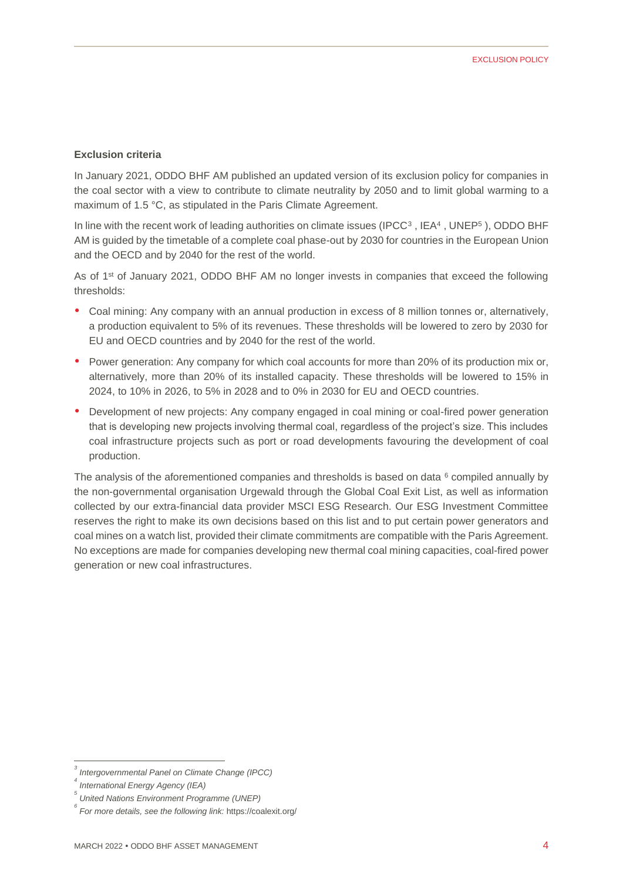**Exclusion criteria**

In January 2021, ODDO BHF AM published an updated version of its exclusion policy for companies in the coal sector with a view to contribute to climate neutrality by 2050 and to limit global warming to a maximum of 1.5 °C, as stipulated in the Paris Climate Agreement.

In line with the recent work of leading authorities on climate issues (IPCC[3] , IEA[4] , UNEP[5] ), ODDO BHF AM is guided by the timetable of a complete coal phase-out by 2030 for countries in the European Union and the OECD and by 2040 for the rest of the world.

As of 1st of January 2021, ODDO BHF AM no longer invests in companies that exceed the following thresholds:

- Coal mining: Any company with an annual production in excess of 8 million tonnes or, alternatively, a production equivalent to 5% of its revenues. These thresholds will be lowered to zero by 2030 for EU and OECD countries and by 2040 for the rest of the world.
- Power generation: Any company for which coal accounts for more than 20% of its production mix or, alternatively, more than 20% of its installed capacity. These thresholds will be lowered to 15% in 2024, to 10% in 2026, to 5% in 2028 and to 0% in 2030 for EU and OECD countries.
- Development of new projects: Any company engaged in coal mining or coal-fired power generation that is developing new projects involving thermal coal, regardless of the project's size. This includes coal infrastructure projects such as port or road developments favouring the development of coal production.

The analysis of the aforementioned companies and thresholds is based on data [6] compiled annually by the non-governmental organisation Urgewald through the Global Coal Exit List, as well as information collected by our extra-financial data provider MSCI ESG Research. Our ESG Investment Committee reserves the right to make its own decisions based on this list and to put certain power generators and coal mines on a watch list, provided their climate commitments are compatible with the Paris Agreement. No exceptions are made for companies developing new thermal coal mining capacities, coal-fired power generation or new coal infrastructures.

---

[3] *Intergovernmental Panel on Climate Change (IPCC)*

[4] *International Energy Agency (IEA)*

[5] *United Nations Environment Programme (UNEP)*

[6] *For more details, see the following link:* https://coalexit.org/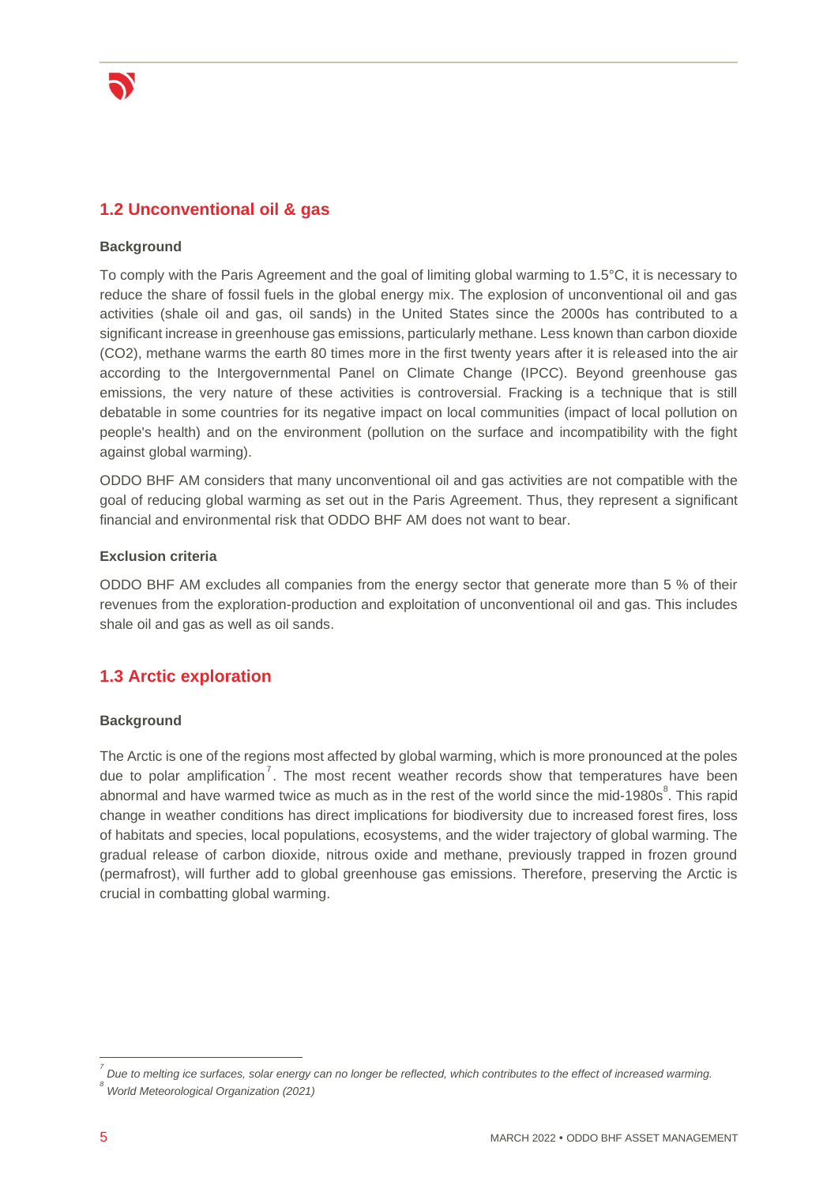## 1.2 Unconventional oil & gas

**Background**

To comply with the Paris Agreement and the goal of limiting global warming to 1.5°C, it is necessary to reduce the share of fossil fuels in the global energy mix. The explosion of unconventional oil and gas activities (shale oil and gas, oil sands) in the United States since the 2000s has contributed to a significant increase in greenhouse gas emissions, particularly methane. Less known than carbon dioxide ($CO_2$), methane warms the earth 80 times more in the first twenty years after it is released into the air according to the Intergovernmental Panel on Climate Change (IPCC). Beyond greenhouse gas emissions, the very nature of these activities is controversial. Fracking is a technique that is still debatable in some countries for its negative impact on local communities (impact of local pollution on people's health) and on the environment (pollution on the surface and incompatibility with the fight against global warming).

ODDO BHF AM considers that many unconventional oil and gas activities are not compatible with the goal of reducing global warming as set out in the Paris Agreement. Thus, they represent a significant financial and environmental risk that ODDO BHF AM does not want to bear.

**Exclusion criteria**

ODDO BHF AM excludes all companies from the energy sector that generate more than 5 % of their revenues from the exploration-production and exploitation of unconventional oil and gas. This includes shale oil and gas as well as oil sands.

## 1.3 Arctic exploration

**Background**

The Arctic is one of the regions most affected by global warming, which is more pronounced at the poles due to polar amplification[7]. The most recent weather records show that temperatures have been abnormal and have warmed twice as much as in the rest of the world since the mid-1980s[8]. This rapid change in weather conditions has direct implications for biodiversity due to increased forest fires, loss of habitats and species, local populations, ecosystems, and the wider trajectory of global warming. The gradual release of carbon dioxide, nitrous oxide and methane, previously trapped in frozen ground (permafrost), will further add to global greenhouse gas emissions. Therefore, preserving the Arctic is crucial in combatting global warming.

---

[7] *Due to melting ice surfaces, solar energy can no longer be reflected, which contributes to the effect of increased warming.*

[8] *World Meteorological Organization (2021)*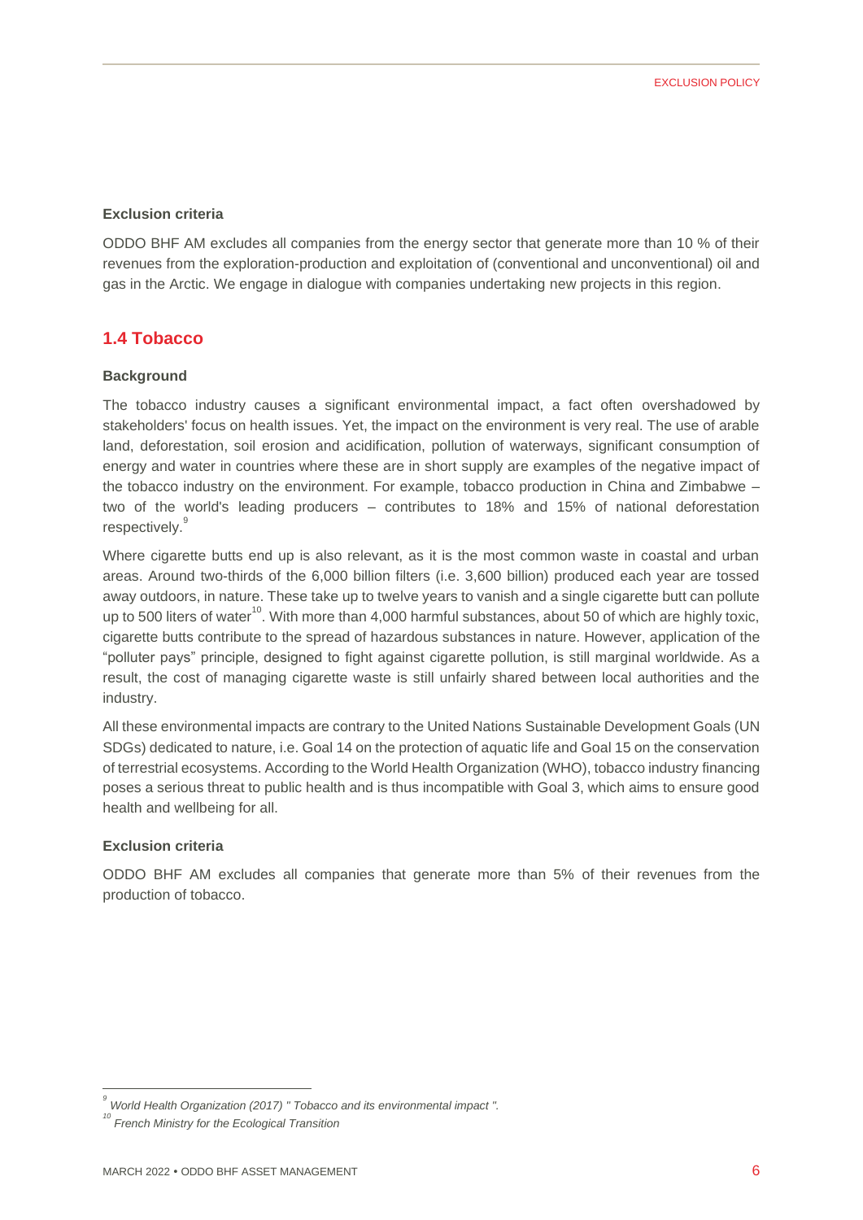**Exclusion criteria**

ODDO BHF AM excludes all companies from the energy sector that generate more than 10 % of their revenues from the exploration-production and exploitation of (conventional and unconventional) oil and gas in the Arctic. We engage in dialogue with companies undertaking new projects in this region.

## 1.4 Tobacco

**Background**

The tobacco industry causes a significant environmental impact, a fact often overshadowed by stakeholders' focus on health issues. Yet, the impact on the environment is very real. The use of arable land, deforestation, soil erosion and acidification, pollution of waterways, significant consumption of energy and water in countries where these are in short supply are examples of the negative impact of the tobacco industry on the environment. For example, tobacco production in China and Zimbabwe – two of the world's leading producers – contributes to 18% and 15% of national deforestation respectively.[9]

Where cigarette butts end up is also relevant, as it is the most common waste in coastal and urban areas. Around two-thirds of the 6,000 billion filters (i.e. 3,600 billion) produced each year are tossed away outdoors, in nature. These take up to twelve years to vanish and a single cigarette butt can pollute up to 500 liters of water[10]. With more than 4,000 harmful substances, about 50 of which are highly toxic, cigarette butts contribute to the spread of hazardous substances in nature. However, application of the "polluter pays" principle, designed to fight against cigarette pollution, is still marginal worldwide. As a result, the cost of managing cigarette waste is still unfairly shared between local authorities and the industry.

All these environmental impacts are contrary to the United Nations Sustainable Development Goals (UN SDGs) dedicated to nature, i.e. Goal 14 on the protection of aquatic life and Goal 15 on the conservation of terrestrial ecosystems. According to the World Health Organization (WHO), tobacco industry financing poses a serious threat to public health and is thus incompatible with Goal 3, which aims to ensure good health and wellbeing for all.

**Exclusion criteria**

ODDO BHF AM excludes all companies that generate more than 5% of their revenues from the production of tobacco.

---

[9] *World Health Organization (2017) " Tobacco and its environmental impact ".*

[10] *French Ministry for the Ecological Transition*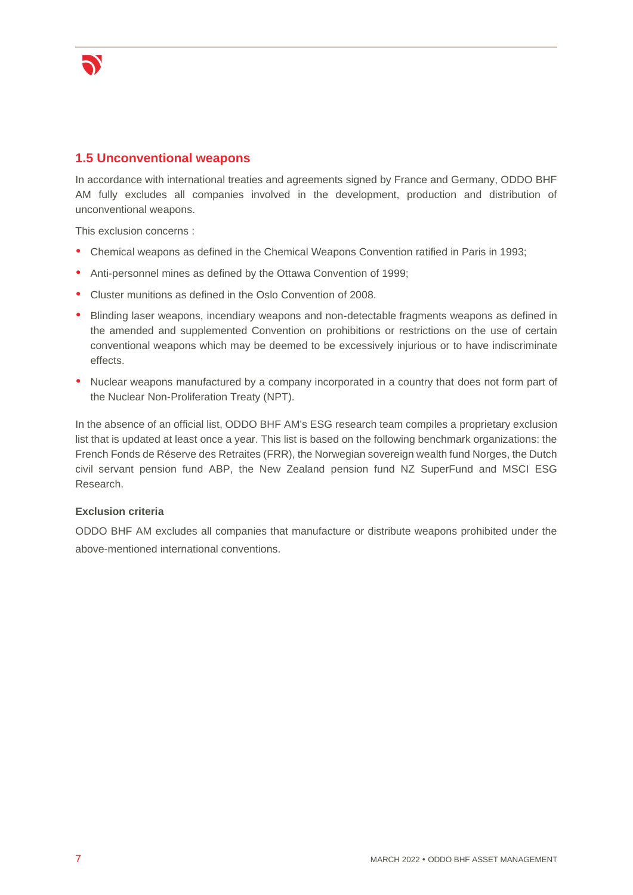## 1.5 Unconventional weapons

In accordance with international treaties and agreements signed by France and Germany, ODDO BHF AM fully excludes all companies involved in the development, production and distribution of unconventional weapons.

This exclusion concerns :

- Chemical weapons as defined in the Chemical Weapons Convention ratified in Paris in 1993;
- Anti-personnel mines as defined by the Ottawa Convention of 1999;
- Cluster munitions as defined in the Oslo Convention of 2008.
- Blinding laser weapons, incendiary weapons and non-detectable fragments weapons as defined in the amended and supplemented Convention on prohibitions or restrictions on the use of certain conventional weapons which may be deemed to be excessively injurious or to have indiscriminate effects.
- Nuclear weapons manufactured by a company incorporated in a country that does not form part of the Nuclear Non-Proliferation Treaty (NPT).

In the absence of an official list, ODDO BHF AM's ESG research team compiles a proprietary exclusion list that is updated at least once a year. This list is based on the following benchmark organizations: the French Fonds de Réserve des Retraites (FRR), the Norwegian sovereign wealth fund Norges, the Dutch civil servant pension fund ABP, the New Zealand pension fund NZ SuperFund and MSCI ESG Research.

**Exclusion criteria**

ODDO BHF AM excludes all companies that manufacture or distribute weapons prohibited under the above-mentioned international conventions.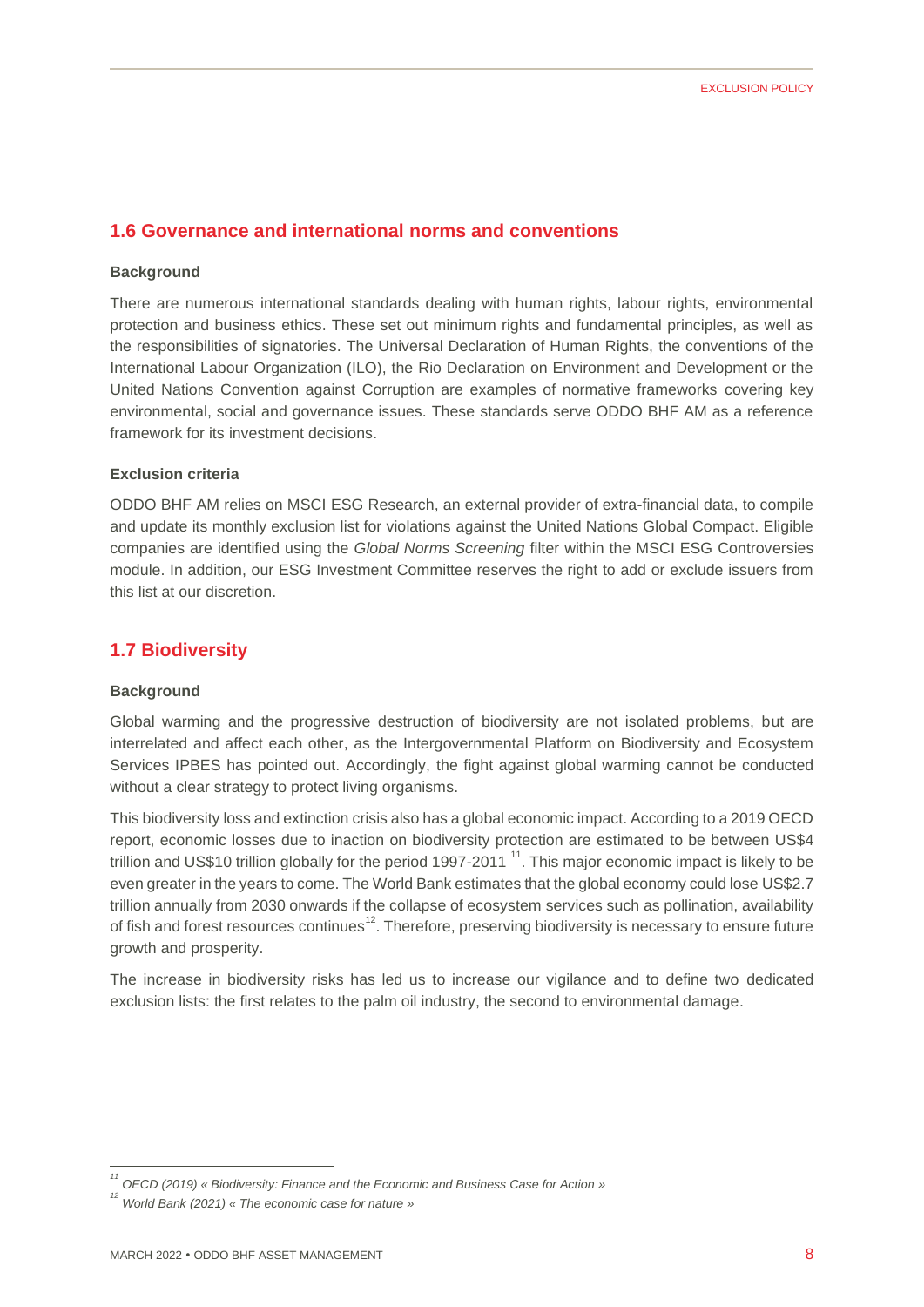## 1.6 Governance and international norms and conventions

**Background**

There are numerous international standards dealing with human rights, labour rights, environmental protection and business ethics. These set out minimum rights and fundamental principles, as well as the responsibilities of signatories. The Universal Declaration of Human Rights, the conventions of the International Labour Organization (ILO), the Rio Declaration on Environment and Development or the United Nations Convention against Corruption are examples of normative frameworks covering key environmental, social and governance issues. These standards serve ODDO BHF AM as a reference framework for its investment decisions.

**Exclusion criteria**

ODDO BHF AM relies on MSCI ESG Research, an external provider of extra-financial data, to compile and update its monthly exclusion list for violations against the United Nations Global Compact. Eligible companies are identified using the *Global Norms Screening* filter within the MSCI ESG Controversies module. In addition, our ESG Investment Committee reserves the right to add or exclude issuers from this list at our discretion.

## 1.7 Biodiversity

**Background**

Global warming and the progressive destruction of biodiversity are not isolated problems, but are interrelated and affect each other, as the Intergovernmental Platform on Biodiversity and Ecosystem Services IPBES has pointed out. Accordingly, the fight against global warming cannot be conducted without a clear strategy to protect living organisms.

This biodiversity loss and extinction crisis also has a global economic impact. According to a 2019 OECD report, economic losses due to inaction on biodiversity protection are estimated to be between US$4 trillion and US$10 trillion globally for the period 1997-2011 [11]. This major economic impact is likely to be even greater in the years to come. The World Bank estimates that the global economy could lose US$2.7 trillion annually from 2030 onwards if the collapse of ecosystem services such as pollination, availability of fish and forest resources continues[12]. Therefore, preserving biodiversity is necessary to ensure future growth and prosperity.

The increase in biodiversity risks has led us to increase our vigilance and to define two dedicated exclusion lists: the first relates to the palm oil industry, the second to environmental damage.

---

[11] *OECD (2019) « Biodiversity: Finance and the Economic and Business Case for Action »*

[12] *World Bank (2021) « The economic case for nature »*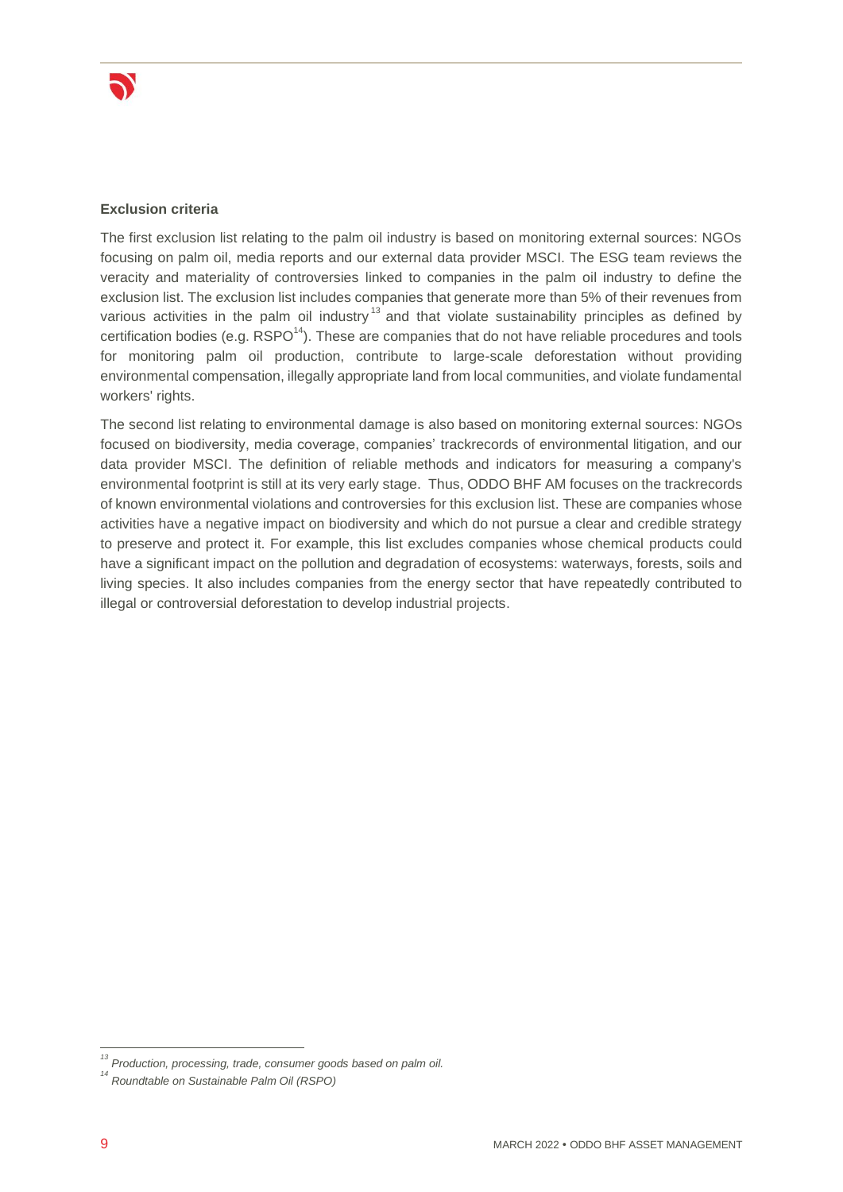**Exclusion criteria**

The first exclusion list relating to the palm oil industry is based on monitoring external sources: NGOs focusing on palm oil, media reports and our external data provider MSCI. The ESG team reviews the veracity and materiality of controversies linked to companies in the palm oil industry to define the exclusion list. The exclusion list includes companies that generate more than 5% of their revenues from various activities in the palm oil industry[13] and that violate sustainability principles as defined by certification bodies (e.g. RSPO[14]). These are companies that do not have reliable procedures and tools for monitoring palm oil production, contribute to large-scale deforestation without providing environmental compensation, illegally appropriate land from local communities, and violate fundamental workers' rights.

The second list relating to environmental damage is also based on monitoring external sources: NGOs focused on biodiversity, media coverage, companies' trackrecords of environmental litigation, and our data provider MSCI. The definition of reliable methods and indicators for measuring a company's environmental footprint is still at its very early stage. Thus, ODDO BHF AM focuses on the trackrecords of known environmental violations and controversies for this exclusion list. These are companies whose activities have a negative impact on biodiversity and which do not pursue a clear and credible strategy to preserve and protect it. For example, this list excludes companies whose chemical products could have a significant impact on the pollution and degradation of ecosystems: waterways, forests, soils and living species. It also includes companies from the energy sector that have repeatedly contributed to illegal or controversial deforestation to develop industrial projects.

---

[13] *Production, processing, trade, consumer goods based on palm oil.*

[14] *Roundtable on Sustainable Palm Oil (RSPO)*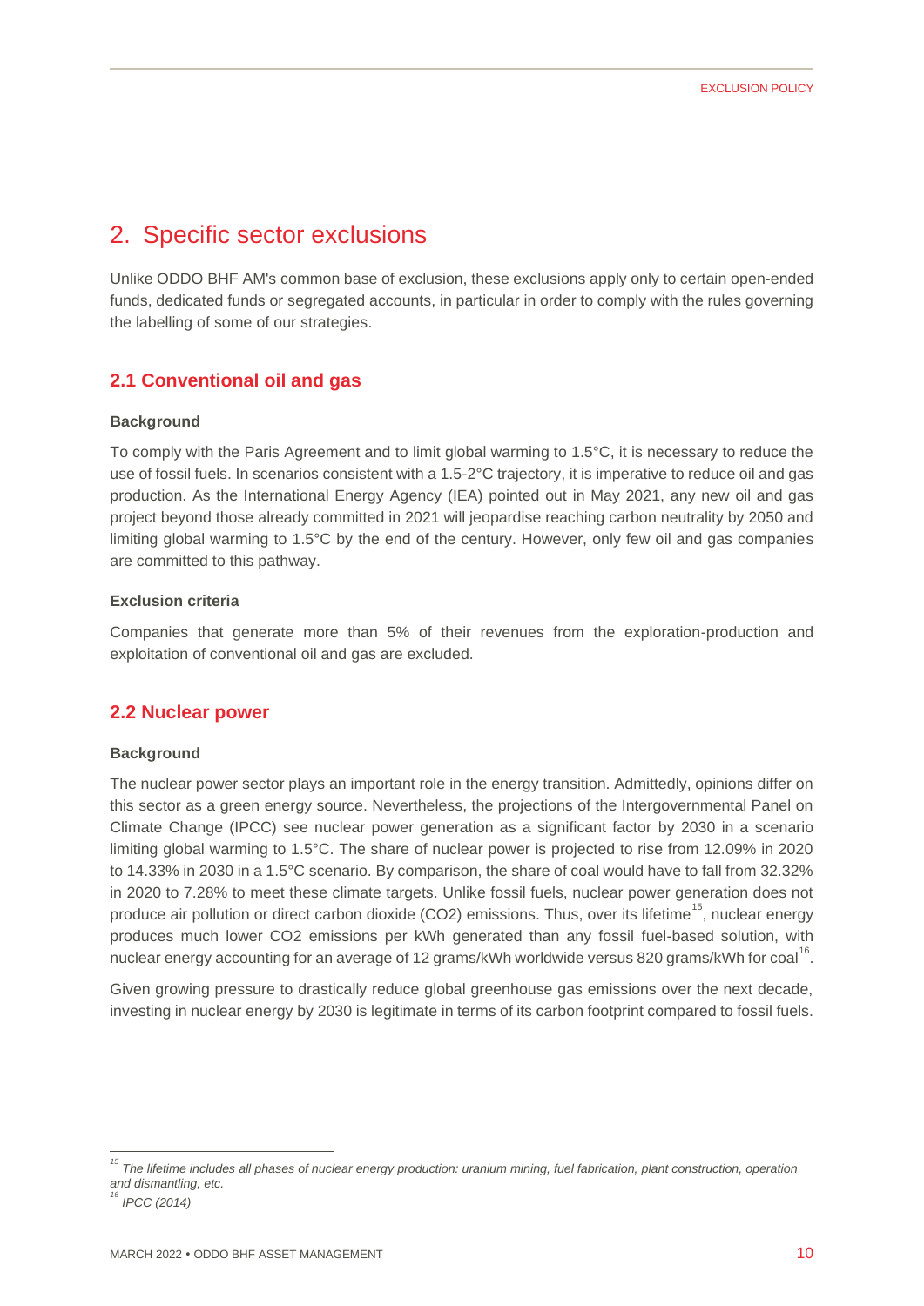## 2. Specific sector exclusions

Unlike ODDO BHF AM's common base of exclusion, these exclusions apply only to certain open-ended funds, dedicated funds or segregated accounts, in particular in order to comply with the rules governing the labelling of some of our strategies.

### 2.1 Conventional oil and gas

**Background**

To comply with the Paris Agreement and to limit global warming to 1.5°C, it is necessary to reduce the use of fossil fuels. In scenarios consistent with a 1.5-2°C trajectory, it is imperative to reduce oil and gas production. As the International Energy Agency (IEA) pointed out in May 2021, any new oil and gas project beyond those already committed in 2021 will jeopardise reaching carbon neutrality by 2050 and limiting global warming to 1.5°C by the end of the century. However, only few oil and gas companies are committed to this pathway.

**Exclusion criteria**

Companies that generate more than 5% of their revenues from the exploration-production and exploitation of conventional oil gas are excluded.

### 2.2 Nuclear power

**Background**

The nuclear power sector plays an important role in the energy transition. Admittedly, opinions differ on this sector as a green energy source. Nevertheless, the projections of the Intergovernmental Panel on Climate Change (IPCC) see nuclear power generation as a significant factor by 2030 in a scenario limiting global warming to 1.5°C. The share of nuclear power is projected to rise from 12.09% in 2020 to 14.33% in 2030 in a 1.5°C scenario. By comparison, the share of coal would have to fall from 32.32% in 2020 to 7.28% to meet these climate targets. Unlike fossil fuels, nuclear power generation does not produce air pollution or direct carbon dioxide ($CO_2$) emissions. Thus, over its lifetime[15], nuclear energy produces much lower $CO_2$ emissions per kWh generated than any fossil fuel-based solution, with nuclear energy accounting for an average of 12 grams/kWh worldwide versus 820 grams/kWh for coal[16].

Given growing pressure to drastically reduce global greenhouse gas emissions over the next decade, investing in nuclear energy by 2030 is legitimate in terms of its carbon footprint compared to fossil fuels.

---

[15] *The lifetime includes all phases of nuclear energy production: uranium mining, fuel fabrication, plant construction, operation and dismantling, etc.*

[16] *IPCC (2014)*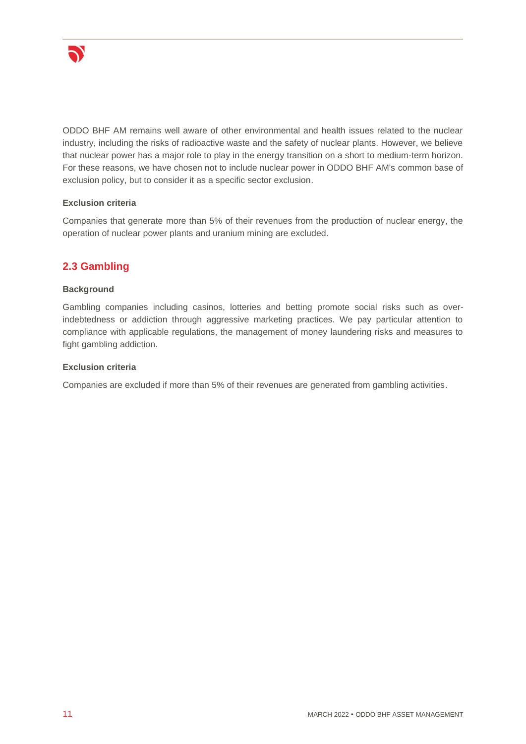ODDO BHF AM remains well aware of other environmental and health issues related to the nuclear industry, including the risks of radioactive waste and the safety of nuclear plants. However, we believe that nuclear power has a major role to play in the energy transition on a short to medium-term horizon. For these reasons, we have chosen not to include nuclear power in ODDO BHF AM's common base of exclusion policy, but to consider it as a specific sector exclusion.

#### Exclusion criteria

Companies that generate more than 5% of their revenues from the production of nuclear energy, the operation of nuclear power plants and uranium mining are excluded.

## 2.3 Gambling

#### Background

Gambling companies including casinos, lotteries and betting promote social risks such as over-indebtedness or addiction through aggressive marketing practices. We pay particular attention to compliance with applicable regulations, the management of money laundering risks and measures to fight gambling addiction.

#### Exclusion criteria

Companies are excluded if more than 5% of their revenues are generated from gambling activities.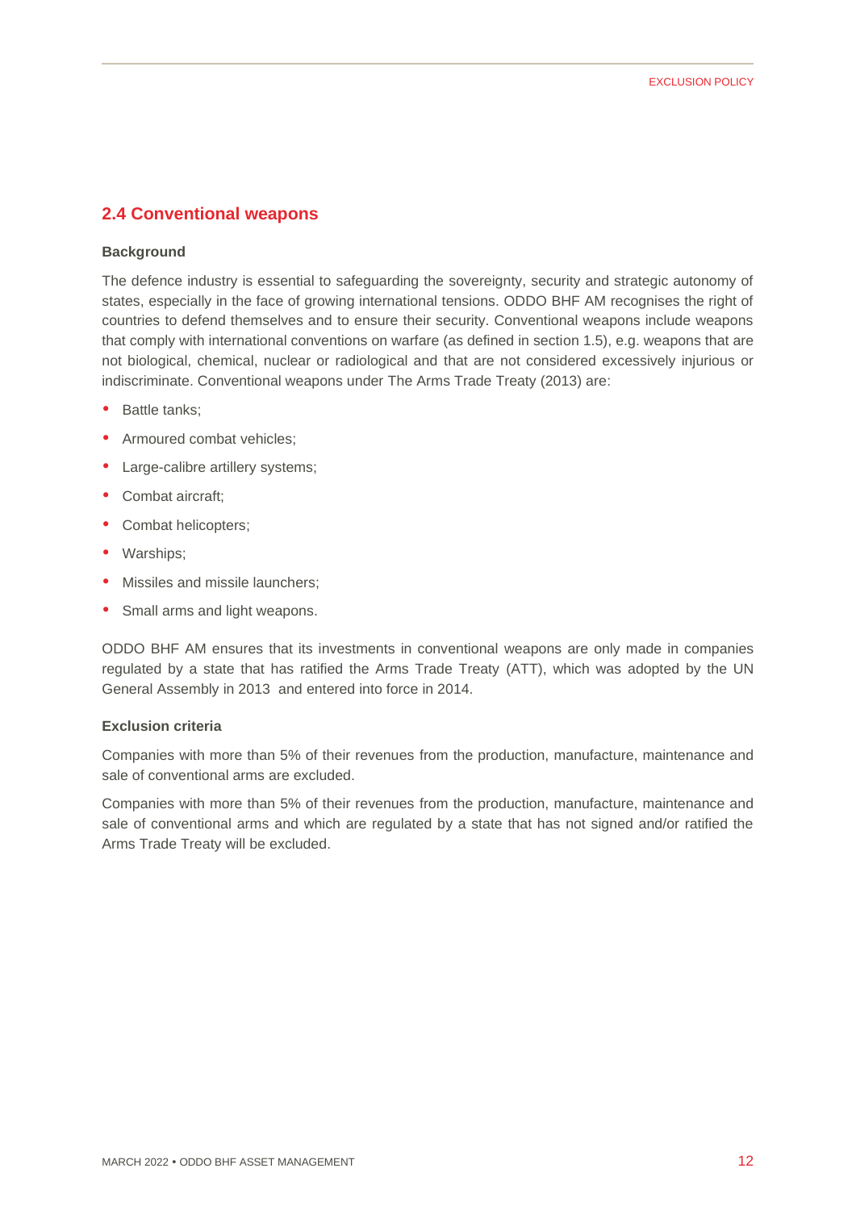## 2.4 Conventional weapons

**Background**

The defence industry is essential to safeguarding the sovereignty, security and strategic autonomy of states, especially in the face of growing international tensions. ODDO BHF AM recognises the right of countries to defend themselves and to ensure their security. Conventional weapons include weapons that comply with international conventions on warfare (as defined in section 1.5), e.g. weapons that are not biological, chemical, nuclear or radiological and that are not considered excessively injurious or indiscriminate. Conventional weapons under The Arms Trade Treaty (2013) are:

- Battle tanks;
- Armoured combat vehicles;
- Large-calibre artillery systems;
- Combat aircraft;
- Combat helicopters;
- Warships;
- Missiles and missile launchers;
- Small arms and light weapons.

ODDO BHF AM ensures that its investments in conventional weapons are only made in companies regulated by a state that has ratified the Arms Trade Treaty (ATT), which was adopted by the UN General Assembly in 2013 and entered into force in 2014.

**Exclusion criteria**

Companies with more than 5% of their revenues from the production, manufacture, maintenance and sale of conventional arms are excluded.

Companies with more than 5% of their revenues from the production, manufacture, maintenance and sale of conventional arms and which are regulated by a state that has not signed and/or ratified the Arms Trade Treaty will be excluded.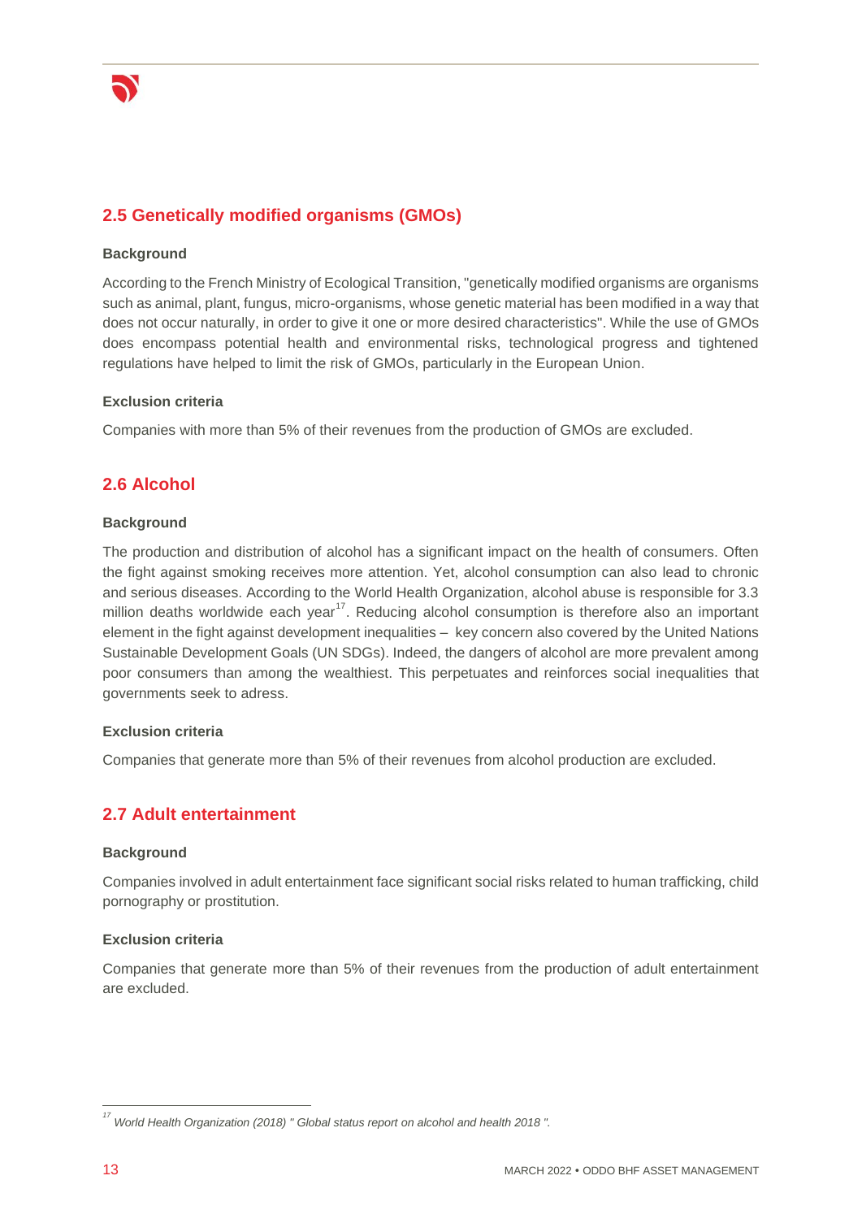## 2.5 Genetically modified organisms (GMOs)

**Background**

According to the French Ministry of Ecological Transition, "genetically modified organisms are organisms such as animal, plant, fungus, micro-organisms, whose genetic material has been modified in a way that does not occur naturally, in order to give it one or more desired characteristics". While the use of GMOs does encompass potential health and environmental risks, technological progress and tightened regulations have helped to limit the risk of GMOs, particularly in the European Union.

**Exclusion criteria**

Companies with more than 5% of their revenues from the production of GMOs are excluded.

## 2.6 Alcohol

**Background**

The production and distribution of alcohol has a significant impact on the health of consumers. Often the fight against smoking receives more attention. Yet, alcohol consumption can also lead to chronic and serious diseases. According to the World Health Organization, alcohol abuse is responsible for 3.3 million deaths worldwide each year[17]. Reducing alcohol consumption is therefore also an important element in the fight against development inequalities – key concern also covered by the United Nations Sustainable Development Goals (UN SDGs). Indeed, the dangers of alcohol are more prevalent among poor consumers than among the wealthiest. This perpetuates and reinforces social inequalities that governments seek to adress.

**Exclusion criteria**

Companies that generate more than 5% of their revenues from alcohol production are excluded.

## 2.7 Adult entertainment

**Background**

Companies involved in adult entertainment face significant social risks related to human trafficking, child pornography or prostitution.

**Exclusion criteria**

Companies that generate more than 5% of their revenues from the production of adult entertainment are excluded.

---

[17] *World Health Organization (2018) " Global status report on alcohol and health 2018 ".*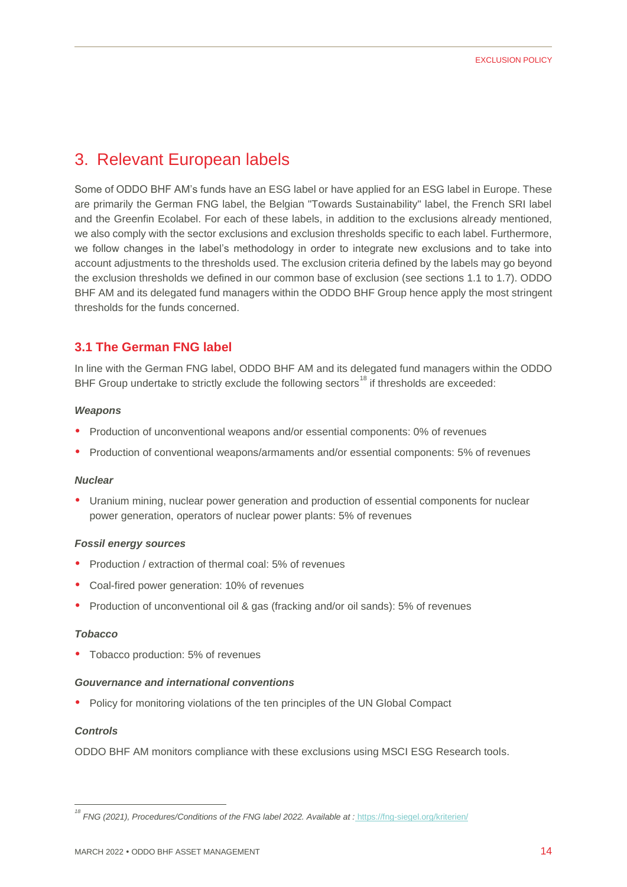# 3. Relevant European labels

Some of ODDO BHF AM's funds have an ESG label or have applied for an ESG label in Europe. These are primarily the German FNG label, the Belgian "Towards Sustainability" label, the French SRI label and the Greenfin Ecolabel. For each of these labels, in addition to the exclusions already mentioned, we also comply with the sector exclusions and exclusion thresholds specific to each label. Furthermore, we follow changes in the label's methodology in order to integrate new exclusions and to take into account adjustments to the thresholds used. The exclusion criteria defined by the labels may go beyond the exclusion thresholds we defined in our common base of exclusion (see sections 1.1 to 1.7). ODDO BHF AM and its delegated fund managers within the ODDO BHF Group hence apply the most stringent thresholds for the funds concerned.

## 3.1 The German FNG label

In line with the German FNG label, ODDO BHF AM and its delegated fund managers within the ODDO BHF Group undertake to strictly exclude the following sectors[18] if thresholds are exceeded:

***Weapons***

- Production of unconventional weapons and/or essential components: 0% of revenues
- Production of conventional weapons/armaments and/or essential components: 5% of revenues

***Nuclear***

- Uranium mining, nuclear power generation and production of essential components for nuclear power generation, operators of nuclear power plants: 5% of revenues

***Fossil energy sources***

- Production / extraction of thermal coal: 5% of revenues
- Coal-fired power generation: 10% of revenues
- Production of unconventional oil & gas (fracking and/or oil sands): 5% of revenues

***Tobacco***

- Tobacco production: 5% of revenues

***Gouvernance and international conventions***

- Policy for monitoring violations of the ten principles of the UN Global Compact

***Controls***

ODDO BHF AM monitors compliance with these exclusions using MSCI ESG Research tools.

---

[18] *FNG (2021), Procedures/Conditions of the FNG label 2022. Available at :* https://fng-siegel.org/kriterien/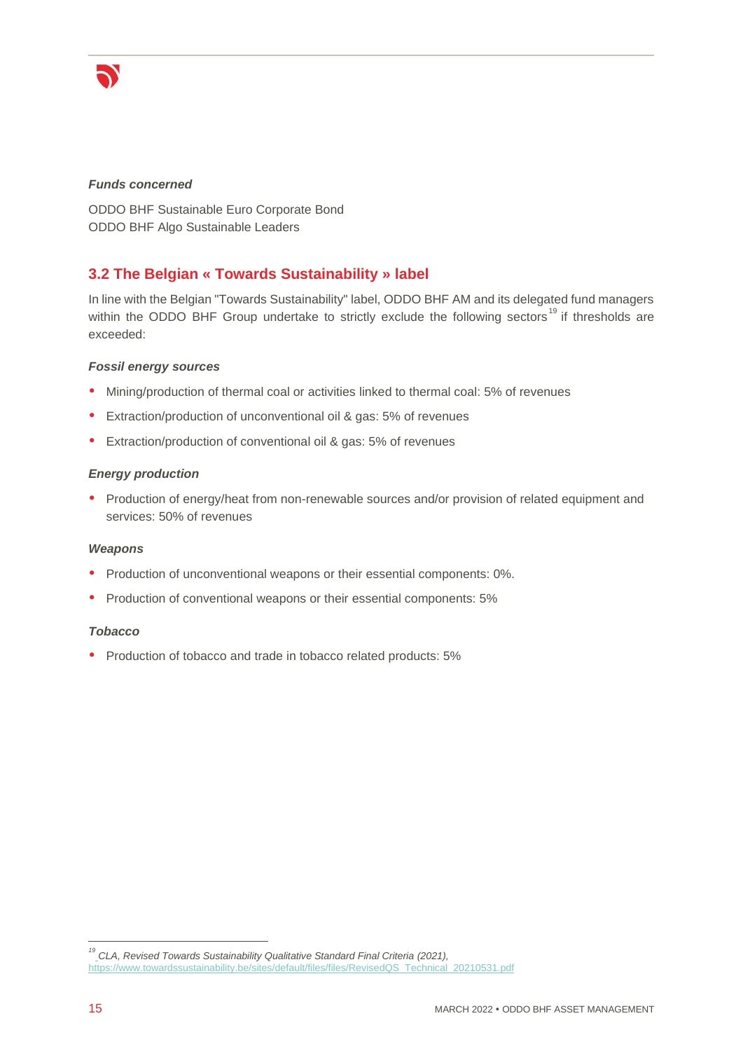***Funds concerned***

ODDO BHF Sustainable Euro Corporate Bond
ODDO BHF Algo Sustainable Leaders

## 3.2 The Belgian « Towards Sustainability » label

In line with the Belgian "Towards Sustainability" label, ODDO BHF AM and its delegated fund managers within the ODDO BHF Group undertake to strictly exclude the following sectors[19] if thresholds are exceeded:

#### *Fossil energy sources*

- Mining/production of thermal coal or activities linked to thermal coal: 5% of revenues
- Extraction/production of unconventional oil & gas: 5% of revenues
- Extraction/production of conventional oil & gas: 5% of revenues

#### *Energy production*

- Production of energy/heat from non-renewable sources and/or provision of related equipment and services: 50% of revenues

#### *Weapons*

- Production of unconventional weapons or their essential components: 0%.
- Production of conventional weapons or their essential components: 5%

#### *Tobacco*

- Production of tobacco and trade in tobacco related products: 5%

---

[19] *CLA, Revised Towards Sustainability Qualitative Standard Final Criteria (2021),*
https://www.towardssustainability.be/sites/default/files/files/RevisedQS_Technical_20210531.pdf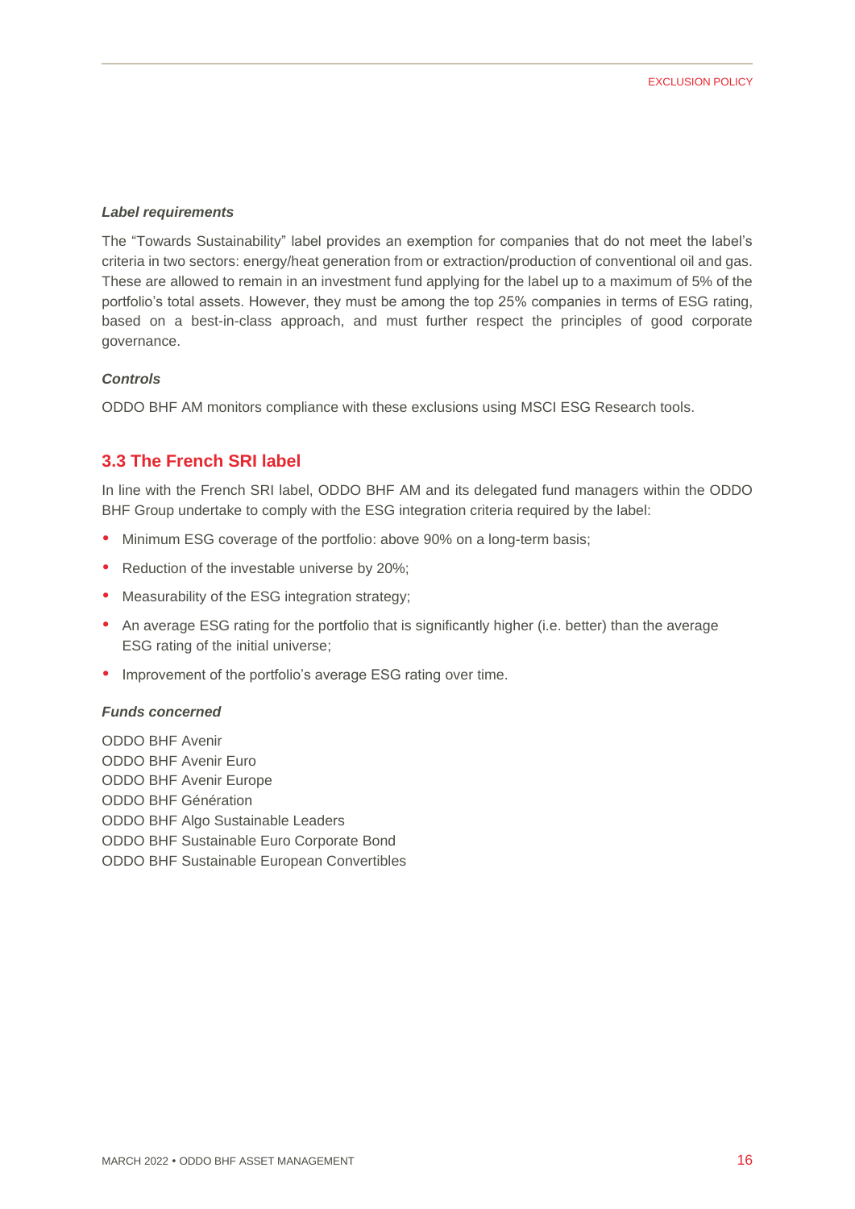***Label requirements***

The “Towards Sustainability” label provides an exemption for companies that do not meet the label’s criteria in two sectors: energy/heat generation from or extraction/production of conventional oil and gas. These are allowed to remain in an investment fund applying for the label up to a maximum of 5% of the portfolio’s total assets. However, they must be among the top 25% companies in terms of ESG rating, based on a best-in-class approach, and must further respect the principles of good corporate governance.

***Controls***

ODDO BHF AM monitors compliance with these exclusions using MSCI ESG Research tools.

## 3.3 The French SRI label

In line with the French SRI label, ODDO BHF AM and its delegated fund managers within the ODDO BHF Group undertake to comply with the ESG integration criteria required by the label:

- Minimum ESG coverage of the portfolio: above 90% on a long-term basis;
- Reduction of the investable universe by 20%;
- Measurability of the ESG integration strategy;
- An average ESG rating for the portfolio that is significantly higher (i.e. better) than the average ESG rating of the initial universe;
- Improvement of the portfolio’s average ESG rating over time.

***Funds concerned***

ODDO BHF Avenir
ODDO BHF Avenir Euro
ODDO BHF Avenir Europe
ODDO BHF Génération
ODDO BHF Algo Sustainable Leaders
ODDO BHF Sustainable Euro Corporate Bond
ODDO BHF Sustainable European Convertibles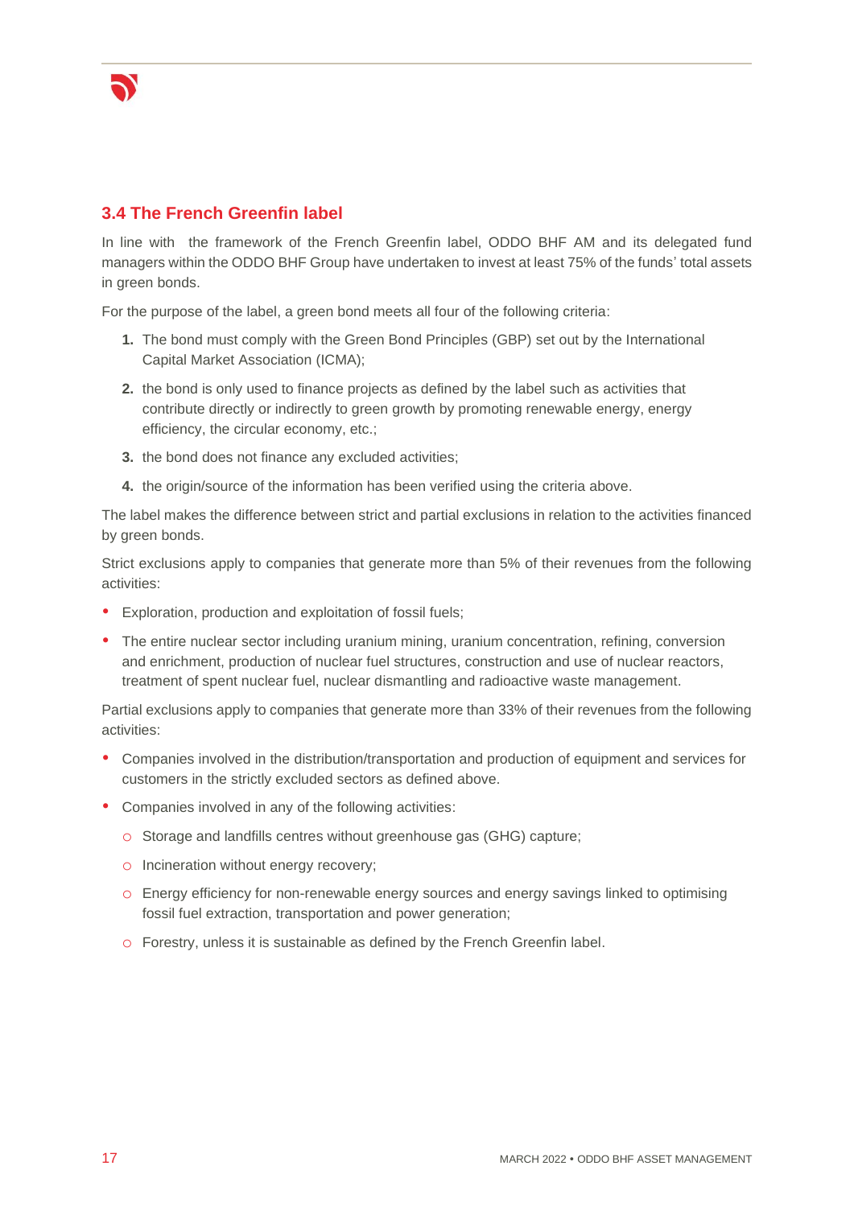### 3.4 The French Greenfin label

In line with the framework of the French Greenfin label, ODDO BHF AM and its delegated fund managers within the ODDO BHF Group have undertaken to invest at least 75% of the funds' total assets in green bonds.

For the purpose of the label, a green bond meets all four of the following criteria:

1. The bond must comply with the Green Bond Principles (GBP) set out by the International Capital Market Association (ICMA);
2. the bond is only used to finance projects as defined by the label such as activities that contribute directly or indirectly to green growth by promoting renewable energy, energy efficiency, the circular economy, etc.;
3. the bond does not finance any excluded activities;
4. the origin/source of the information has been verified using the criteria above.

The label makes the difference between strict and partial exclusions in relation to the activities financed by green bonds.

Strict exclusions apply to companies that generate more than 5% of their revenues from the following activities:

- Exploration, production and exploitation of fossil fuels;
- The entire nuclear sector including uranium mining, uranium concentration, refining, conversion and enrichment, production of nuclear fuel structures, construction and use of nuclear reactors, treatment of spent nuclear fuel, nuclear dismantling and radioactive waste management.

Partial exclusions apply to companies that generate more than 33% of their revenues from the following activities:

- Companies involved in the distribution/transportation and production of equipment and services for customers in the strictly excluded sectors as defined above.
- Companies involved in any of the following activities:
  - Storage and landfills centres without greenhouse gas (GHG) capture;
  - Incineration without energy recovery;
  - Energy efficiency for non-renewable energy sources and energy savings linked to optimising fossil fuel extraction, transportation and power generation;
  - Forestry, unless it is sustainable as defined by the French Greenfin label.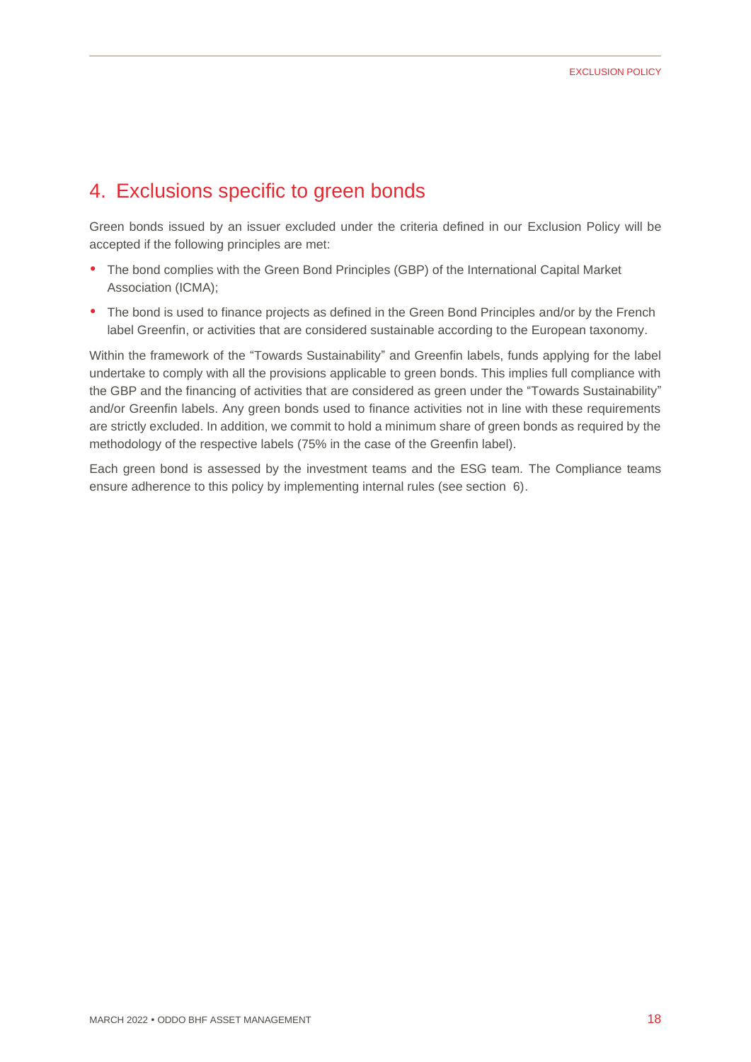## 4. Exclusions specific to green bonds

Green bonds issued by an issuer excluded under the criteria defined in our Exclusion Policy will be accepted if the following principles are met:

- The bond complies with the Green Bond Principles (GBP) of the International Capital Market Association (ICMA);
- The bond is used to finance projects as defined in the Green Bond Principles and/or by the French label Greenfin, or activities that are considered sustainable according to the European taxonomy.

Within the framework of the "Towards Sustainability" and Greenfin labels, funds applying for the label undertake to comply with all the provisions applicable to green bonds. This implies full compliance with the GBP and the financing of activities that are considered as green under the "Towards Sustainability" and/or Greenfin labels. Any green bonds used to finance activities not in line with these requirements are strictly excluded. In addition, we commit to hold a minimum share of green bonds as required by the methodology of the respective labels (75% in the case of the Greenfin label).

Each green bond is assessed by the investment teams and the ESG team. The Compliance teams ensure adherence to this policy by implementing internal rules (see section 6).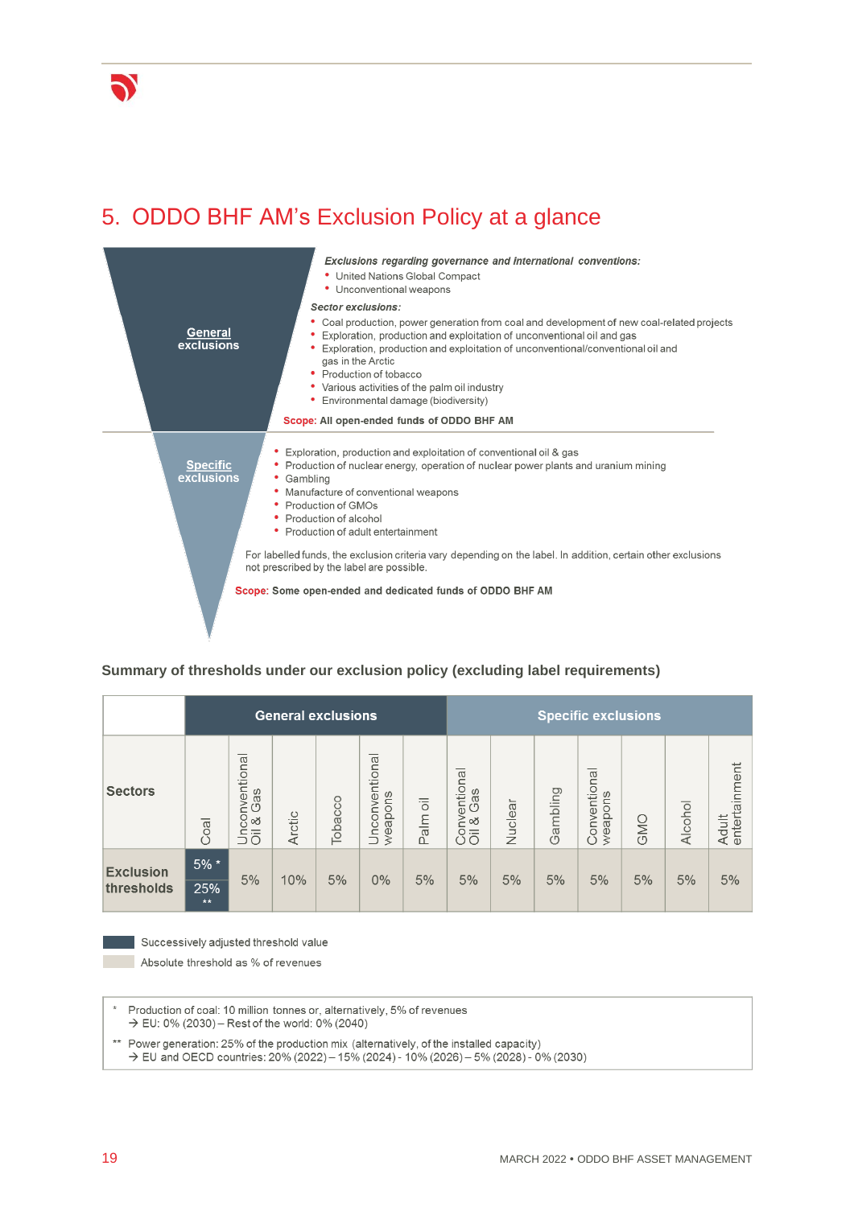# 5. ODDO BHF AM's Exclusion Policy at a glance

**General exclusions**

***Exclusions regarding governance and international conventions:***

- United Nations Global Compact
- Unconventional weapons

***Sector exclusions:***

- Coal production, power generation from coal and development of new coal-related projects
- Exploration, production and exploitation of unconventional oil and gas
- Exploration, production and exploitation of unconventional/conventional oil and gas in the Arctic
- Production of tobacco
- Various activities of the palm oil industry
- Environmental damage (biodiversity)

**Scope: All open-ended funds of ODDO BHF AM**

**Specific exclusions**

- Exploration, production and exploitation of conventional oil & gas
- Production of nuclear energy, operation of nuclear power plants and uranium mining
- Gambling
- Manufacture of conventional weapons
- Production of GMOs
- Production of alcohol
- Production of adult entertainment

For labelled funds, the exclusion criteria vary depending on the label. In addition, certain other exclusions not prescribed by the label are possible.

**Scope: Some open-ended and dedicated funds of ODDO BHF AM**

### Summary of thresholds under our exclusion policy (excluding label requirements)

| | General exclusions | | | | | | Specific exclusions | | | | | | |
|---|---|---|---|---|---|---|---|---|---|---|---|---|---|
| **Sectors** | Coal | Unconventional Oil & Gas | Arctic | Tobacco | Unconventional weapons | Palm oil | Conventional Oil & Gas | Nuclear | Gambling | Conventional weapons | GMO | Alcohol | Adult entertainment |
| **Exclusion thresholds** | 5% * / 25% ** | 5% | 10% | 5% | 0% | 5% | 5% | 5% | 5% | 5% | 5% | 5% | 5% |

- Successively adjusted threshold value
- Absolute threshold as % of revenues

\* Production of coal: 10 million tonnes or, alternatively, 5% of revenues
→ EU: 0% (2030) – Rest of the world: 0% (2040)

\** Power generation: 25% of the production mix (alternatively, of the installed capacity)
→ EU and OECD countries: 20% (2022) – 15% (2024) - 10% (2026) – 5% (2028) - 0% (2030)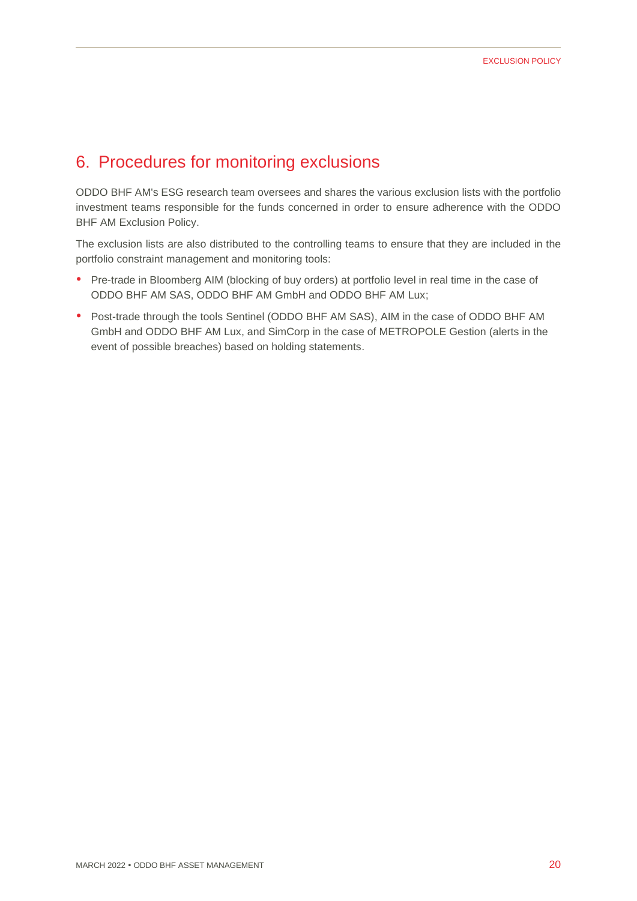## 6. Procedures for monitoring exclusions

ODDO BHF AM's ESG research team oversees and shares the various exclusion lists with the portfolio investment teams responsible for the funds concerned in order to ensure adherence with the ODDO BHF AM Exclusion Policy.

The exclusion lists are also distributed to the controlling teams to ensure that they are included in the portfolio constraint management and monitoring tools:

- Pre-trade in Bloomberg AIM (blocking of buy orders) at portfolio level in real time in the case of ODDO BHF AM SAS, ODDO BHF AM GmbH and ODDO BHF AM Lux;
- Post-trade through the tools Sentinel (ODDO BHF AM SAS), AIM in the case of ODDO BHF AM GmbH and ODDO BHF AM Lux, and SimCorp in the case of METROPOLE Gestion (alerts in the event of possible breaches) based on holding statements.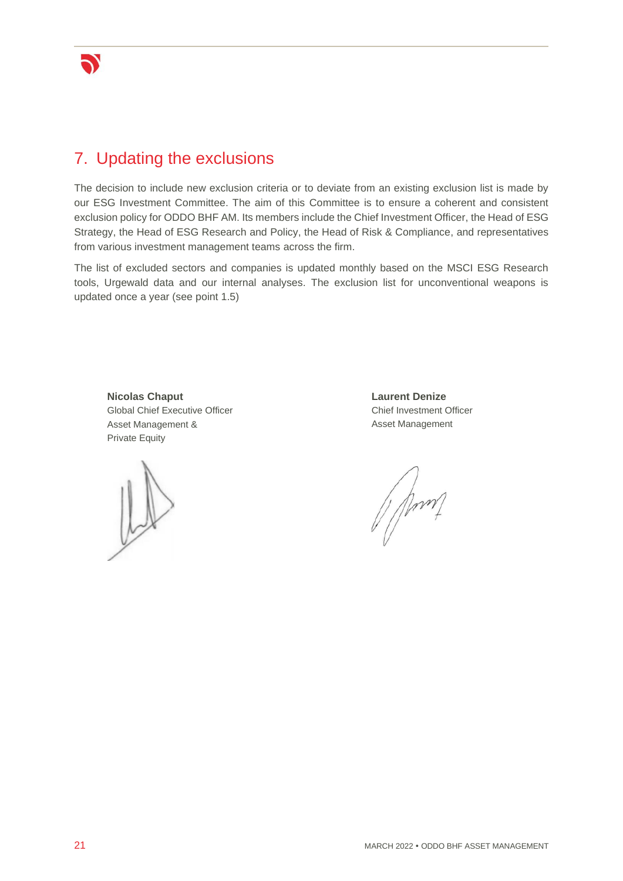## 7. Updating the exclusions

The decision to include new exclusion criteria or to deviate from an existing exclusion list is made by our ESG Investment Committee. The aim of this Committee is to ensure a coherent and consistent exclusion policy for ODDO BHF AM. Its members include the Chief Investment Officer, the Head of ESG Strategy, the Head of ESG Research and Policy, the Head of Risk & Compliance, and representatives from various investment management teams across the firm.

The list of excluded sectors and companies is updated monthly based on the MSCI ESG Research tools, Urgewald data and our internal analyses. The exclusion list for unconventional weapons is updated once a year (see point 1.5)

**Nicolas Chaput**
Global Chief Executive Officer
Asset Management &
Private Equity

**Laurent Denize**
Chief Investment Officer
Asset Management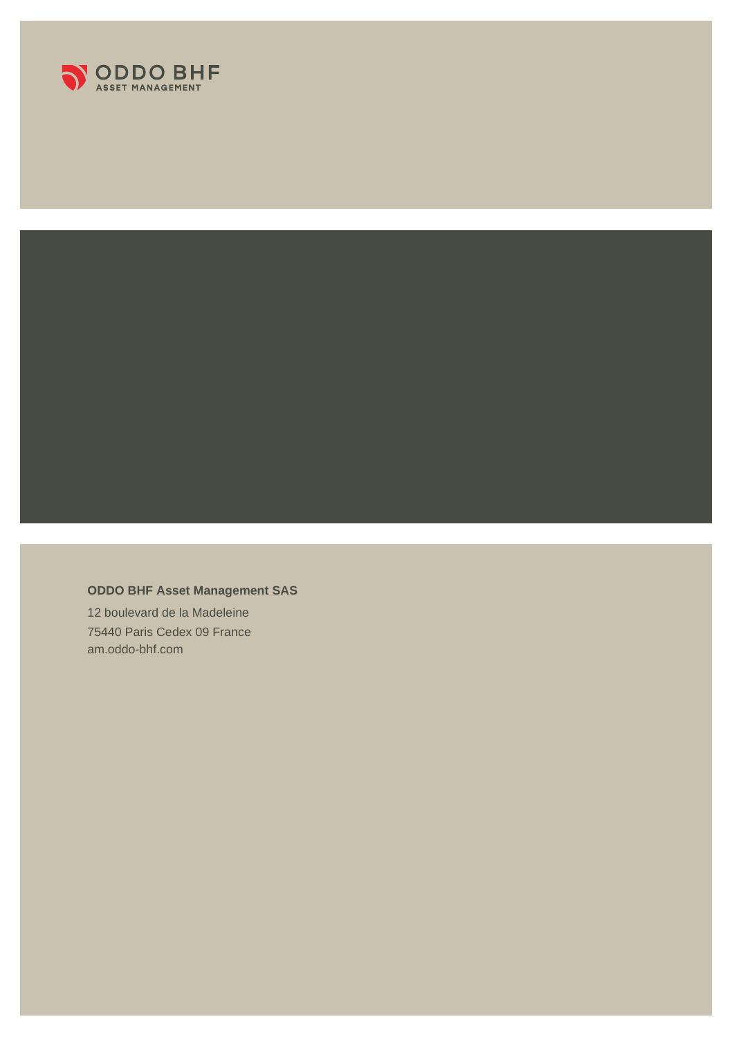ODDO BHF
ASSET MANAGEMENT

**ODDO BHF Asset Management SAS**

12 boulevard de la Madeleine
75440 Paris Cedex 09 France
am.oddo-bhf.com